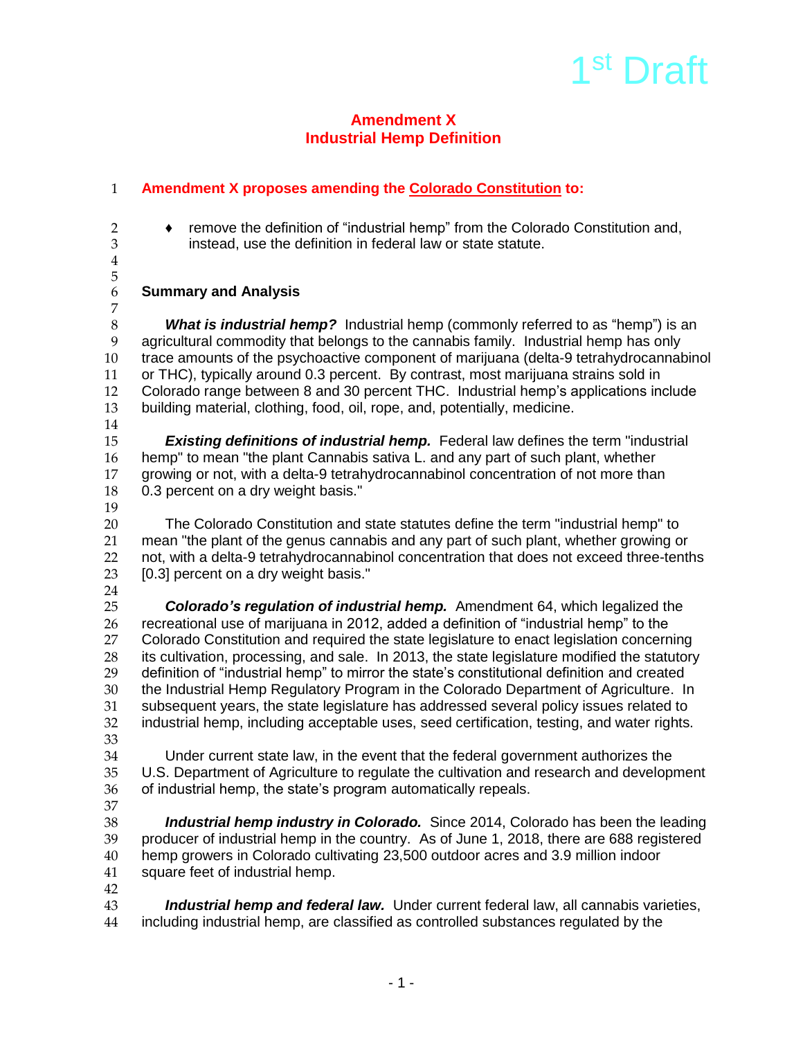1st Draft

# Amendment X
# Industrial Hemp Definition

**Amendment X proposes amending the Colorado Constitution to:**

- remove the definition of "industrial hemp" from the Colorado Constitution and, instead, use the definition in federal law or state statute.

## Summary and Analysis

***What is industrial hemp?*** Industrial hemp (commonly referred to as "hemp") is an agricultural commodity that belongs to the cannabis family. Industrial hemp has only trace amounts of the psychoactive component of marijuana (delta-9 tetrahydrocannabinol or THC), typically around 0.3 percent. By contrast, most marijuana strains sold in Colorado range between 8 and 30 percent THC. Industrial hemp's applications include building material, clothing, food, oil, rope, and, potentially, medicine.

***Existing definitions of industrial hemp.*** Federal law defines the term "industrial hemp" to mean "the plant Cannabis sativa L. and any part of such plant, whether growing or not, with a delta-9 tetrahydrocannabinol concentration of not more than 0.3 percent on a dry weight basis."

The Colorado Constitution and state statutes define the term "industrial hemp" to mean "the plant of the genus cannabis and any part of such plant, whether growing or not, with a delta-9 tetrahydrocannabinol concentration that does not exceed three-tenths [0.3] percent on a dry weight basis."

***Colorado's regulation of industrial hemp.*** Amendment 64, which legalized the recreational use of marijuana in 2012, added a definition of "industrial hemp" to the Colorado Constitution and required the state legislature to enact legislation concerning its cultivation, processing, and sale. In 2013, the state legislature modified the statutory definition of "industrial hemp" to mirror the state's constitutional definition and created the Industrial Hemp Regulatory Program in the Colorado Department of Agriculture. In subsequent years, the state legislature has addressed several policy issues related to industrial hemp, including acceptable uses, seed certification, testing, and water rights.

Under current state law, in the event that the federal government authorizes the U.S. Department of Agriculture to regulate the cultivation and research and development of industrial hemp, the state's program automatically repeals.

***Industrial hemp industry in Colorado.*** Since 2014, Colorado has been the leading producer of industrial hemp in the country. As of June 1, 2018, there are 688 registered hemp growers in Colorado cultivating 23,500 outdoor acres and 3.9 million indoor square feet of industrial hemp.

***Industrial hemp and federal law.*** Under current federal law, all cannabis varieties, including industrial hemp, are classified as controlled substances regulated by the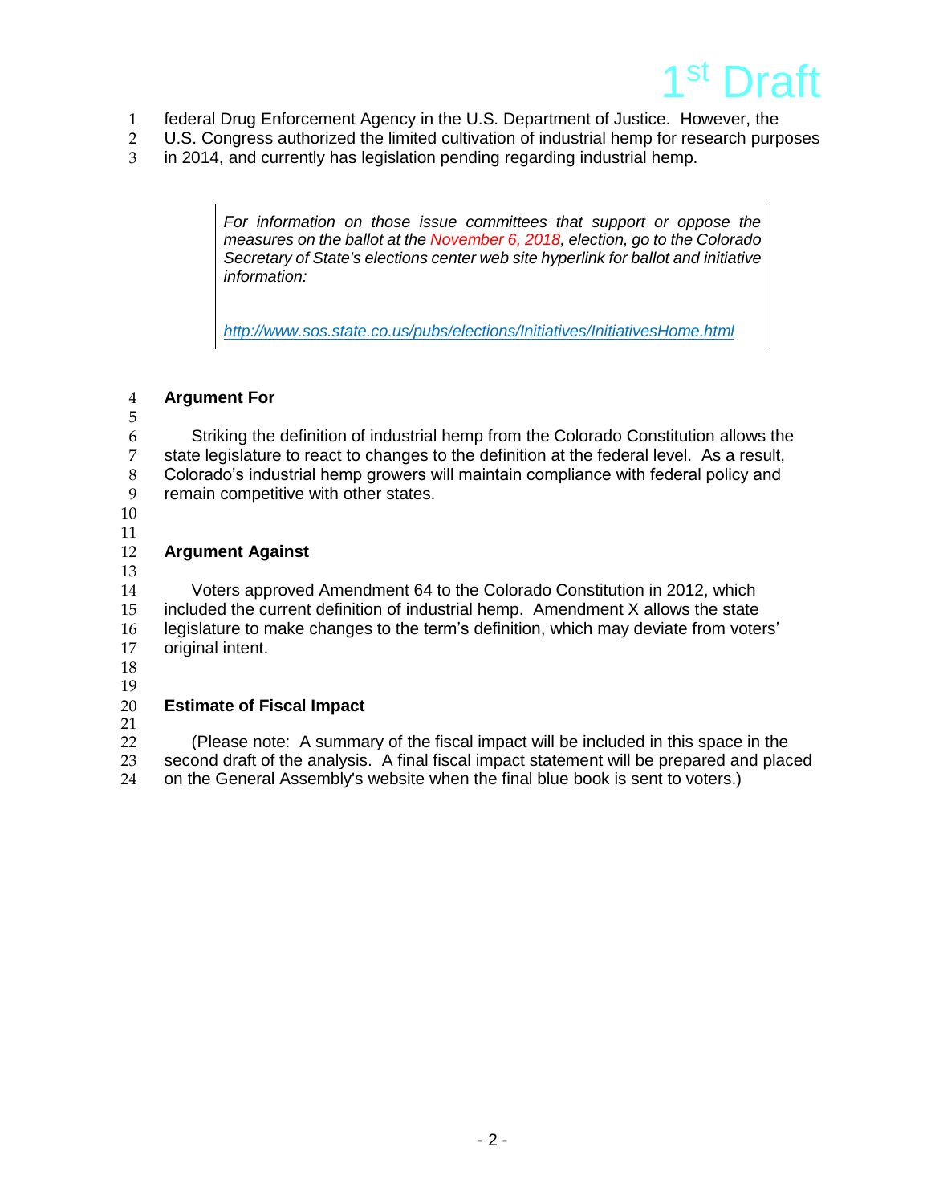federal Drug Enforcement Agency in the U.S. Department of Justice. However, the U.S. Congress authorized the limited cultivation of industrial hemp for research purposes in 2014, and currently has legislation pending regarding industrial hemp.

> *For information on those issue committees that support or oppose the measures on the ballot at the November 6, 2018, election, go to the Colorado Secretary of State's elections center web site hyperlink for ballot and initiative information:*
>
> *http://www.sos.state.co.us/pubs/elections/Initiatives/InitiativesHome.html*

**Argument For**

Striking the definition of industrial hemp from the Colorado Constitution allows the state legislature to react to changes to the definition at the federal level. As a result, Colorado's industrial hemp growers will maintain compliance with federal policy and remain competitive with other states.

**Argument Against**

Voters approved Amendment 64 to the Colorado Constitution in 2012, which included the current definition of industrial hemp. Amendment X allows the state legislature to make changes to the term's definition, which may deviate from voters' original intent.

**Estimate of Fiscal Impact**

(Please note: A summary of the fiscal impact will be included in this space in the second draft of the analysis. A final fiscal impact statement will be prepared and placed on the General Assembly's website when the final blue book is sent to voters.)